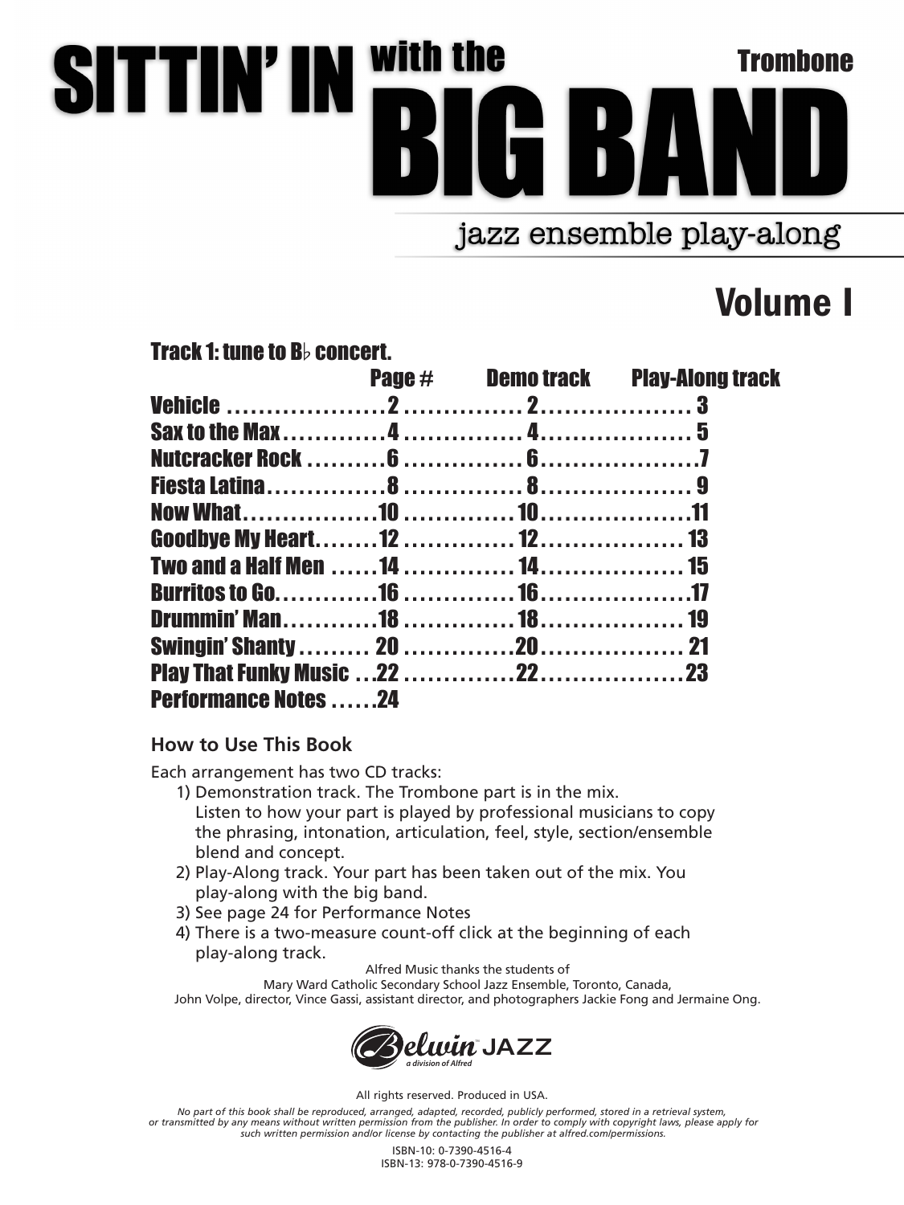# SITTIN' IN with the BIG BAND

**Trombone**

## jazz ensemble play-along

## Volume I

**Track 1: tune to B♭ concert.**

| | Page # | Demo track | Play-Along track |
|---|---|---|---|
| **Vehicle** | 2 | 2 | 3 |
| **Sax to the Max** | 4 | 4 | 5 |
| **Nutcracker Rock** | 6 | 6 | 7 |
| **Fiesta Latina** | 8 | 8 | 9 |
| **Now What** | 10 | 10 | 11 |
| **Goodbye My Heart** | 12 | 12 | 13 |
| **Two and a Half Men** | 14 | 14 | 15 |
| **Burritos to Go** | 16 | 16 | 17 |
| **Drummin' Man** | 18 | 18 | 19 |
| **Swingin' Shanty** | 20 | 20 | 21 |
| **Play That Funky Music** | 22 | 22 | 23 |
| **Performance Notes** | 24 | | |

### How to Use This Book

Each arrangement has two CD tracks:

1) Demonstration track. The Trombone part is in the mix. Listen to how your part is played by professional musicians to copy the phrasing, intonation, articulation, feel, style, section/ensemble blend and concept.
2) Play-Along track. Your part has been taken out of the mix. You play-along with the big band.
3) See page 24 for Performance Notes
4) There is a two-measure count-off click at the beginning of each play-along track.

Alfred Music thanks the students of Mary Ward Catholic Secondary School Jazz Ensemble, Toronto, Canada, John Volpe, director, Vince Gassi, assistant director, and photographers Jackie Fong and Jermaine Ong.

Belwin JAZZ
a division of Alfred

All rights reserved. Produced in USA.

*No part of this book shall be reproduced, arranged, adapted, recorded, publicly performed, stored in a retrieval system, or transmitted by any means without written permission from the publisher. In order to comply with copyright laws, please apply for such written permission and/or license by contacting the publisher at alfred.com/permissions.*

ISBN-10: 0-7390-4516-4
ISBN-13: 978-0-7390-4516-9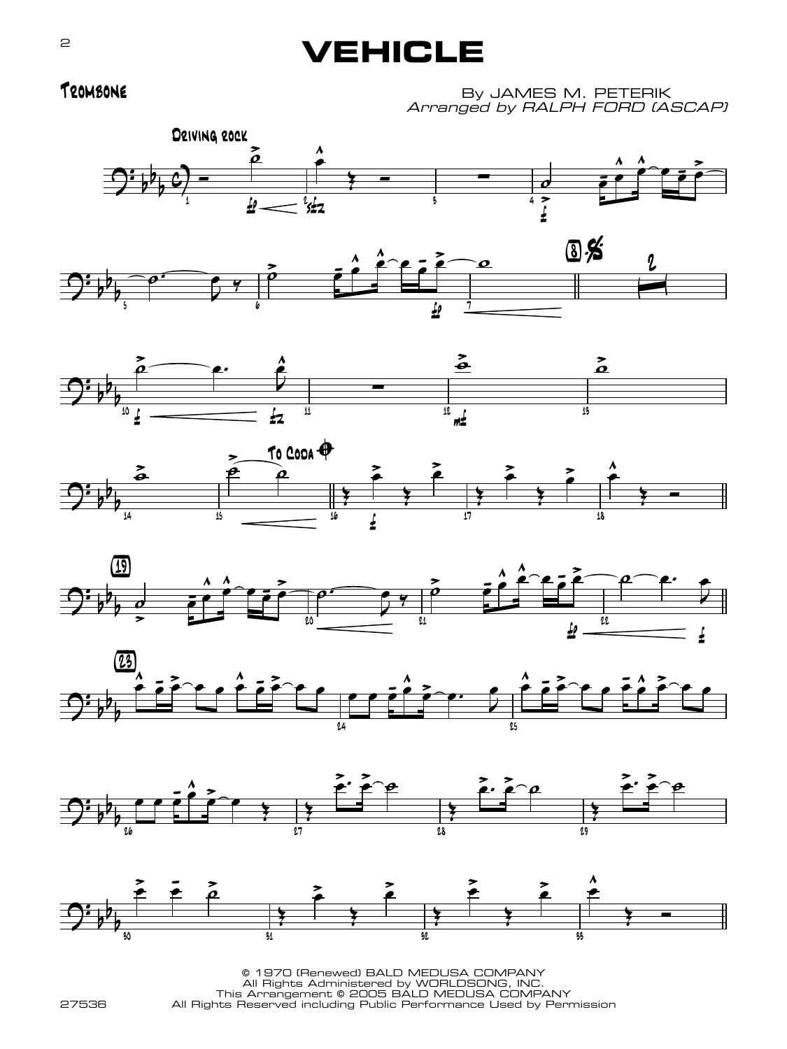# VEHICLE

**Trombone**

By JAMES M. PETERIK
*Arranged by RALPH FORD (ASCAP)*

© 1970 (Renewed) BALD MEDUSA COMPANY
All Rights Administered by WORLDSONG, INC.
This Arrangement © 2005 BALD MEDUSA COMPANY
All Rights Reserved including Public Performance Used by Permission

27536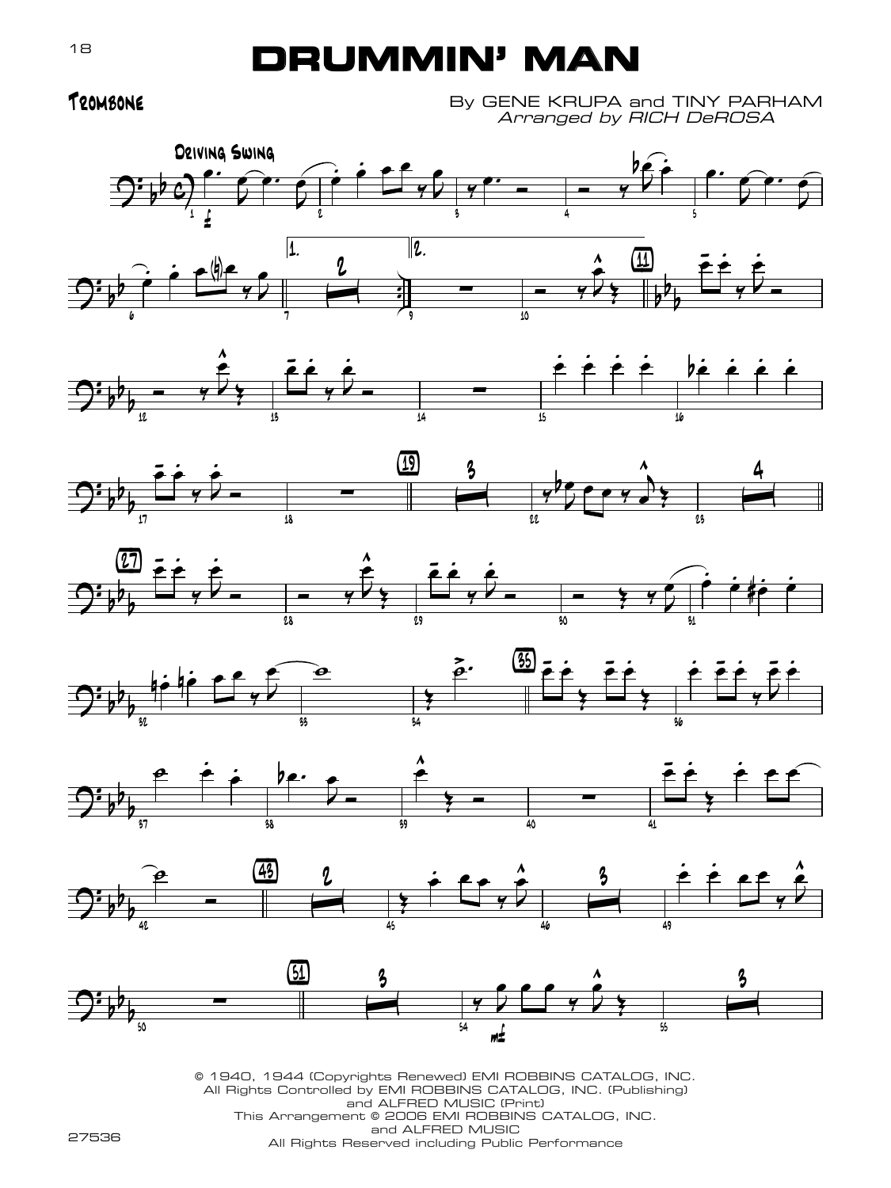# DRUMMIN' MAN

TROMBONE

By GENE KRUPA and TINY PARHAM
*Arranged by RICH DeROSA*

DRIVING SWING

© 1940, 1944 (Copyrights Renewed) EMI ROBBINS CATALOG, INC.
All Rights Controlled by EMI ROBBINS CATALOG, INC. (Publishing)
and ALFRED MUSIC (Print)
This Arrangement © 2006 EMI ROBBINS CATALOG, INC.
and ALFRED MUSIC
All Rights Reserved including Public Performance

27536